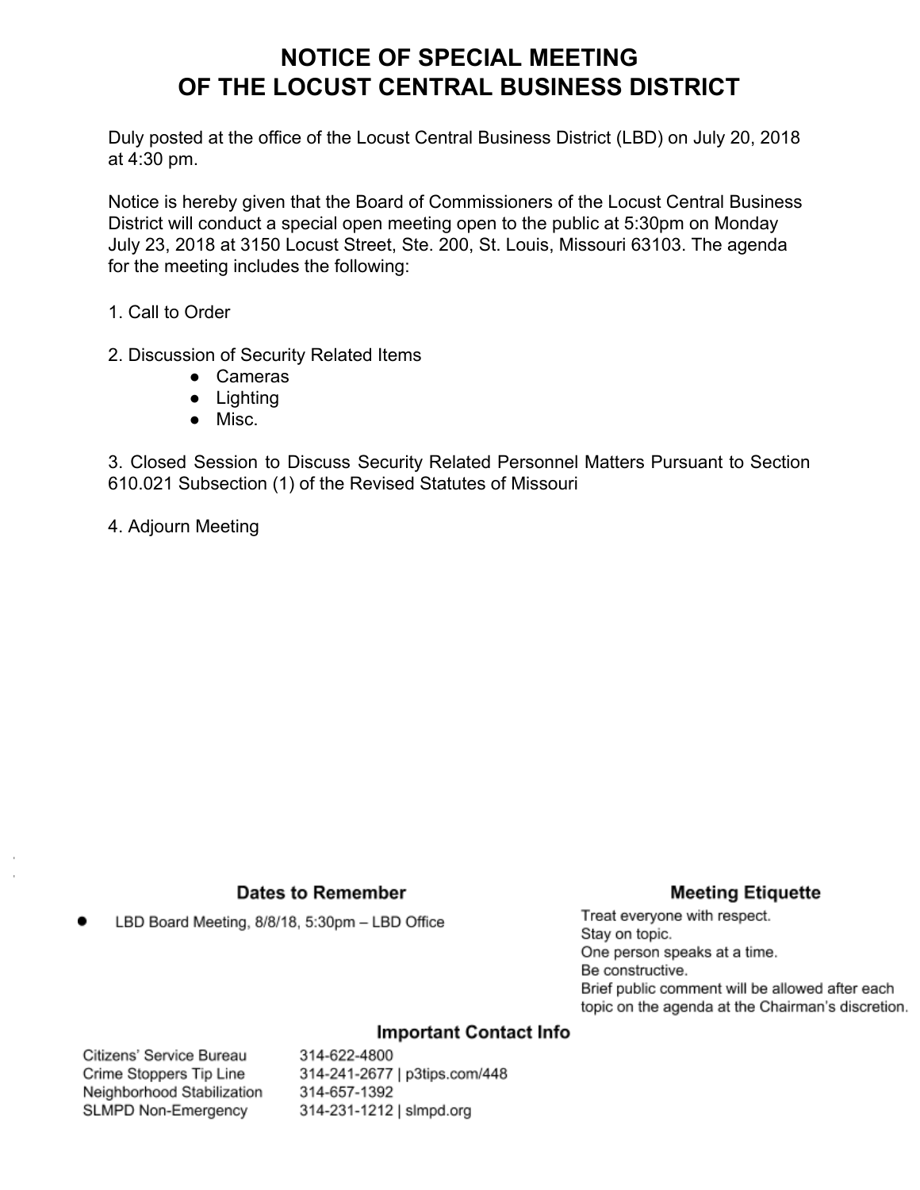# NOTICE OF SPECIAL MEETING
# OF THE LOCUST CENTRAL BUSINESS DISTRICT

Duly posted at the office of the Locust Central Business District (LBD) on July 20, 2018 at 4:30 pm.

Notice is hereby given that the Board of Commissioners of the Locust Central Business District will conduct a special open meeting open to the public at 5:30pm on Monday July 23, 2018 at 3150 Locust Street, Ste. 200, St. Louis, Missouri 63103. The agenda for the meeting includes the following:

1. Call to Order

2. Discussion of Security Related Items
   - Cameras
   - Lighting
   - Misc.

3. Closed Session to Discuss Security Related Personnel Matters Pursuant to Section 610.021 Subsection (1) of the Revised Statutes of Missouri

4. Adjourn Meeting

### Dates to Remember

- LBD Board Meeting, 8/8/18, 5:30pm – LBD Office

### Meeting Etiquette

Treat everyone with respect.
Stay on topic.
One person speaks at a time.
Be constructive.
Brief public comment will be allowed after each topic on the agenda at the Chairman's discretion.

### Important Contact Info

| | |
|---|---|
| Citizens' Service Bureau | 314-622-4800 |
| Crime Stoppers Tip Line | 314-241-2677 \| p3tips.com/448 |
| Neighborhood Stabilization | 314-657-1392 |
| SLMPD Non-Emergency | 314-231-1212 \| slmpd.org |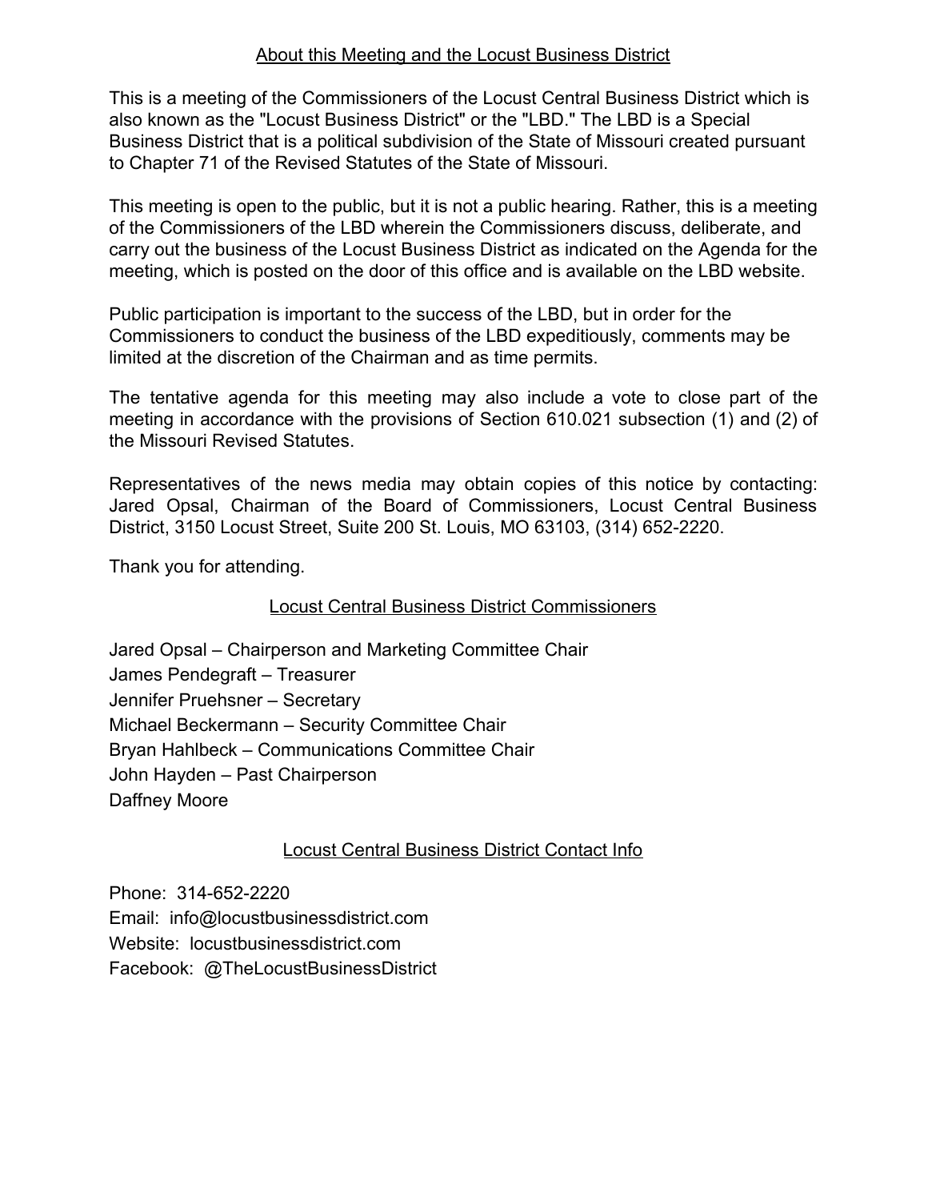## About this Meeting and the Locust Business District

This is a meeting of the Commissioners of the Locust Central Business District which is also known as the "Locust Business District" or the "LBD." The LBD is a Special Business District that is a political subdivision of the State of Missouri created pursuant to Chapter 71 of the Revised Statutes of the State of Missouri.

This meeting is open to the public, but it is not a public hearing. Rather, this is a meeting of the Commissioners of the LBD wherein the Commissioners discuss, deliberate, and carry out the business of the Locust Business District as indicated on the Agenda for the meeting, which is posted on the door of this office and is available on the LBD website.

Public participation is important to the success of the LBD, but in order for the Commissioners to conduct the business of the LBD expeditiously, comments may be limited at the discretion of the Chairman and as time permits.

The tentative agenda for this meeting may also include a vote to close part of the meeting in accordance with the provisions of Section 610.021 subsection (1) and (2) of the Missouri Revised Statutes.

Representatives of the news media may obtain copies of this notice by contacting: Jared Opsal, Chairman of the Board of Commissioners, Locust Central Business District, 3150 Locust Street, Suite 200 St. Louis, MO 63103, (314) 652-2220.

Thank you for attending.

## Locust Central Business District Commissioners

Jared Opsal – Chairperson and Marketing Committee Chair
James Pendegraft – Treasurer
Jennifer Pruehsner – Secretary
Michael Beckermann – Security Committee Chair
Bryan Hahlbeck – Communications Committee Chair
John Hayden – Past Chairperson
Daffney Moore

## Locust Central Business District Contact Info

Phone: 314-652-2220
Email: info@locustbusinessdistrict.com
Website: locustbusinessdistrict.com
Facebook: @TheLocustBusinessDistrict